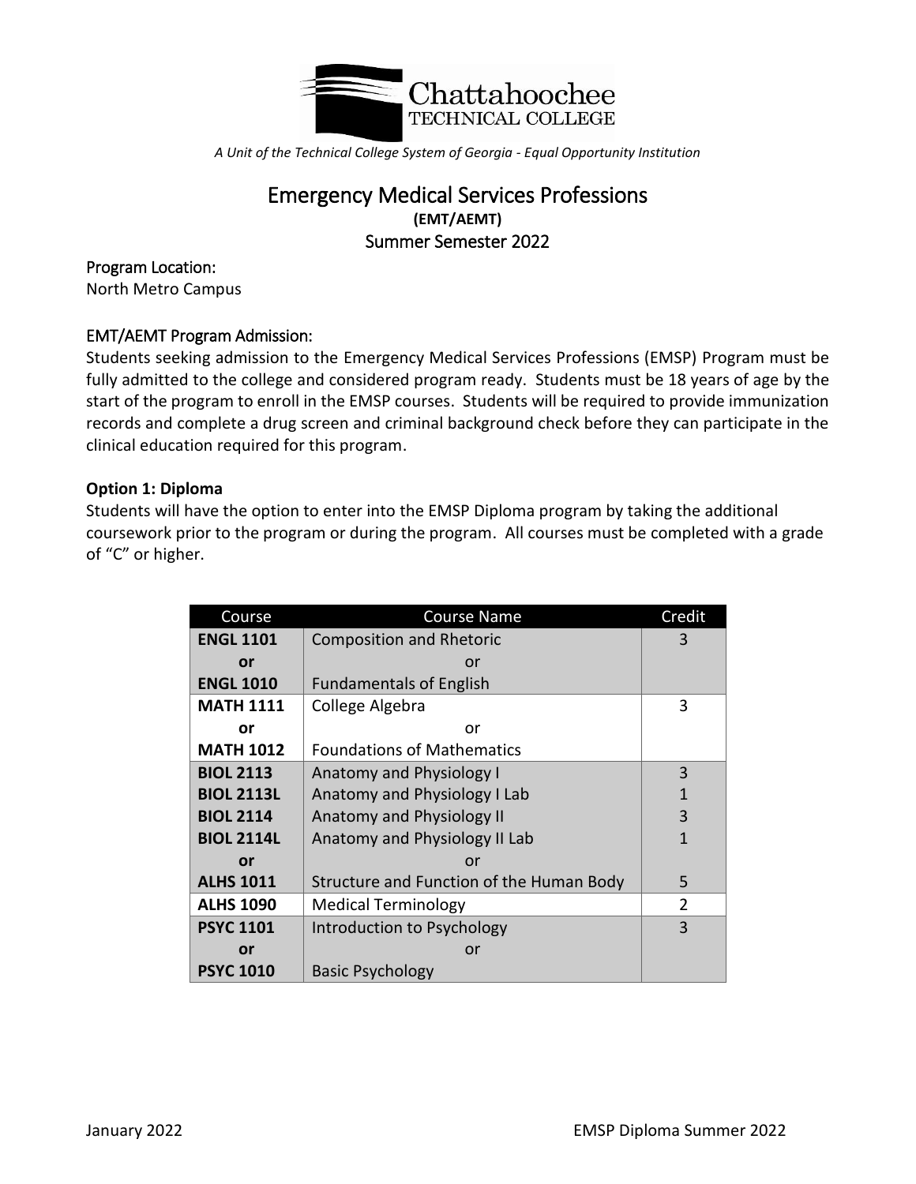Chattahoochee TECHNICAL COLLEGE

*A Unit of the Technical College System of Georgia - Equal Opportunity Institution*

# Emergency Medical Services Professions

**(EMT/AEMT)**

Summer Semester 2022

## Program Location:

North Metro Campus

## EMT/AEMT Program Admission:

Students seeking admission to the Emergency Medical Services Professions (EMSP) Program must be fully admitted to the college and considered program ready. Students must be 18 years of age by the start of the program to enroll in the EMSP courses. Students will be required to provide immunization records and complete a drug screen and criminal background check before they can participate in the clinical education required for this program.

**Option 1: Diploma**

Students will have the option to enter into the EMSP Diploma program by taking the additional coursework prior to the program or during the program. All courses must be completed with a grade of "C" or higher.

| Course | Course Name | Credit |
|---|---|---|
| **ENGL 1101** | Composition and Rhetoric | 3 |
| **or** | or | |
| **ENGL 1010** | Fundamentals of English | |
| **MATH 1111** | College Algebra | 3 |
| **or** | or | |
| **MATH 1012** | Foundations of Mathematics | |
| **BIOL 2113** | Anatomy and Physiology I | 3 |
| **BIOL 2113L** | Anatomy and Physiology I Lab | 1 |
| **BIOL 2114** | Anatomy and Physiology II | 3 |
| **BIOL 2114L** | Anatomy and Physiology II Lab | 1 |
| **or** | or | |
| **ALHS 1011** | Structure and Function of the Human Body | 5 |
| **ALHS 1090** | Medical Terminology | 2 |
| **PSYC 1101** | Introduction to Psychology | 3 |
| **or** | or | |
| **PSYC 1010** | Basic Psychology | |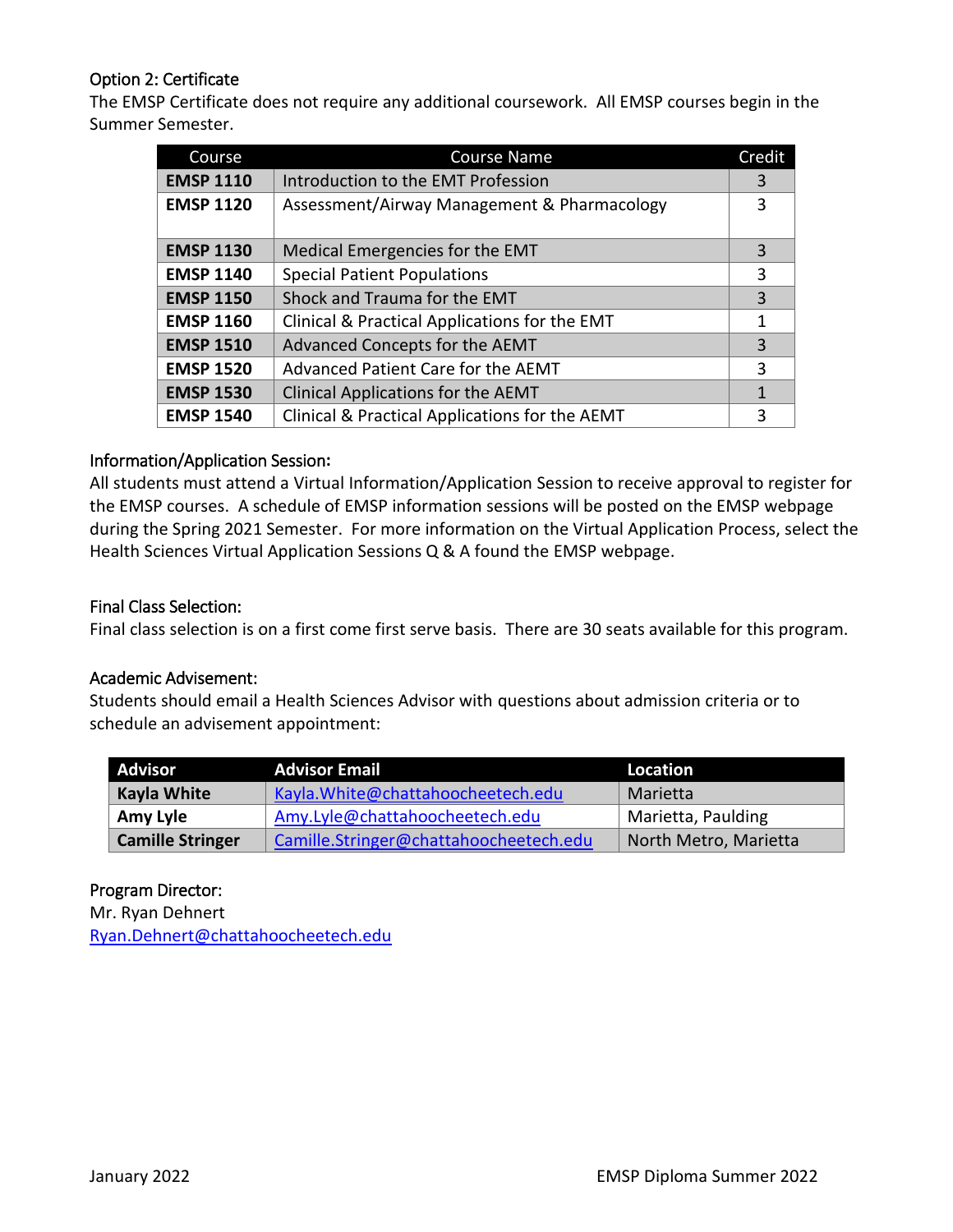### Option 2: Certificate

The EMSP Certificate does not require any additional coursework. All EMSP courses begin in the Summer Semester.

| Course | Course Name | Credit |
|---|---|---|
| **EMSP 1110** | Introduction to the EMT Profession | 3 |
| **EMSP 1120** | Assessment/Airway Management & Pharmacology | 3 |
| **EMSP 1130** | Medical Emergencies for the EMT | 3 |
| **EMSP 1140** | Special Patient Populations | 3 |
| **EMSP 1150** | Shock and Trauma for the EMT | 3 |
| **EMSP 1160** | Clinical & Practical Applications for the EMT | 1 |
| **EMSP 1510** | Advanced Concepts for the AEMT | 3 |
| **EMSP 1520** | Advanced Patient Care for the AEMT | 3 |
| **EMSP 1530** | Clinical Applications for the AEMT | 1 |
| **EMSP 1540** | Clinical & Practical Applications for the AEMT | 3 |

### Information/Application Session:

All students must attend a Virtual Information/Application Session to receive approval to register for the EMSP courses. A schedule of EMSP information sessions will be posted on the EMSP webpage during the Spring 2021 Semester. For more information on the Virtual Application Process, select the Health Sciences Virtual Application Sessions Q & A found the EMSP webpage.

### Final Class Selection:

Final class selection is on a first come first serve basis. There are 30 seats available for this program.

### Academic Advisement:

Students should email a Health Sciences Advisor with questions about admission criteria or to schedule an advisement appointment:

| Advisor | Advisor Email | Location |
|---|---|---|
| **Kayla White** | Kayla.White@chattahoocheetech.edu | Marietta |
| **Amy Lyle** | Amy.Lyle@chattahoocheetech.edu | Marietta, Paulding |
| **Camille Stringer** | Camille.Stringer@chattahoocheetech.edu | North Metro, Marietta |

### Program Director:

Mr. Ryan Dehnert
Ryan.Dehnert@chattahoocheetech.edu